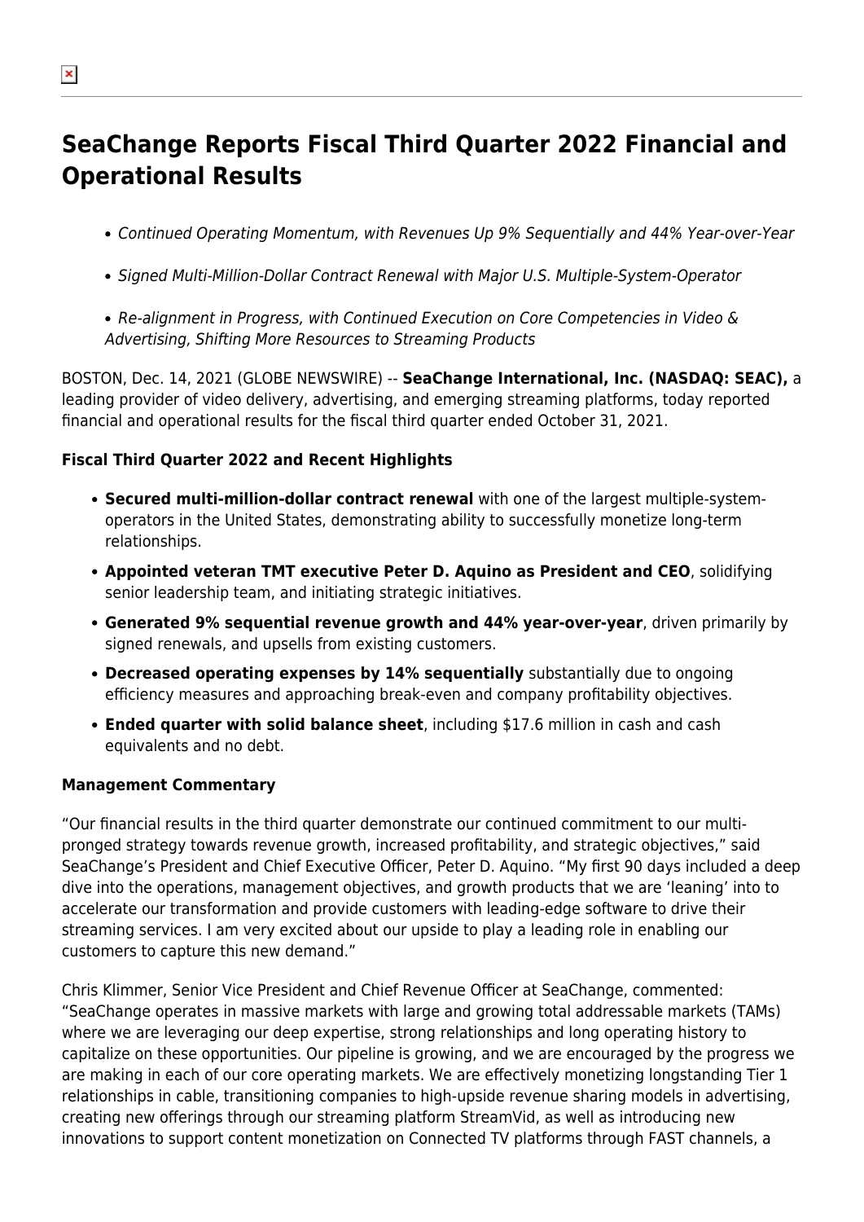# SeaChange Reports Fiscal Third Quarter 2022 Financial and Operational Results

- *Continued Operating Momentum, with Revenues Up 9% Sequentially and 44% Year-over-Year*
- *Signed Multi-Million-Dollar Contract Renewal with Major U.S. Multiple-System-Operator*
- *Re-alignment in Progress, with Continued Execution on Core Competencies in Video & Advertising, Shifting More Resources to Streaming Products*

BOSTON, Dec. 14, 2021 (GLOBE NEWSWIRE) -- **SeaChange International, Inc. (NASDAQ: SEAC),** a leading provider of video delivery, advertising, and emerging streaming platforms, today reported financial and operational results for the fiscal third quarter ended October 31, 2021.

**Fiscal Third Quarter 2022 and Recent Highlights**

- **Secured multi-million-dollar contract renewal** with one of the largest multiple-system-operators in the United States, demonstrating ability to successfully monetize long-term relationships.
- **Appointed veteran TMT executive Peter D. Aquino as President and CEO**, solidifying senior leadership team, and initiating strategic initiatives.
- **Generated 9% sequential revenue growth and 44% year-over-year**, driven primarily by signed renewals, and upsells from existing customers.
- **Decreased operating expenses by 14% sequentially** substantially due to ongoing efficiency measures and approaching break-even and company profitability objectives.
- **Ended quarter with solid balance sheet**, including $17.6 million in cash and cash equivalents and no debt.

**Management Commentary**

"Our financial results in the third quarter demonstrate our continued commitment to our multi-pronged strategy towards revenue growth, increased profitability, and strategic objectives," said SeaChange's President and Chief Executive Officer, Peter D. Aquino. "My first 90 days included a deep dive into the operations, management objectives, and growth products that we are 'leaning' into to accelerate our transformation and provide customers with leading-edge software to drive their streaming services. I am very excited about our upside to play a leading role in enabling our customers to capture this new demand."

Chris Klimmer, Senior Vice President and Chief Revenue Officer at SeaChange, commented: "SeaChange operates in massive markets with large and growing total addressable markets (TAMs) where we are leveraging our deep expertise, strong relationships and long operating history to capitalize on these opportunities. Our pipeline is growing, and we are encouraged by the progress we are making in each of our core operating markets. We are effectively monetizing longstanding Tier 1 relationships in cable, transitioning companies to high-upside revenue sharing models in advertising, creating new offerings through our streaming platform StreamVid, as well as introducing new innovations to support content monetization on Connected TV platforms through FAST channels, a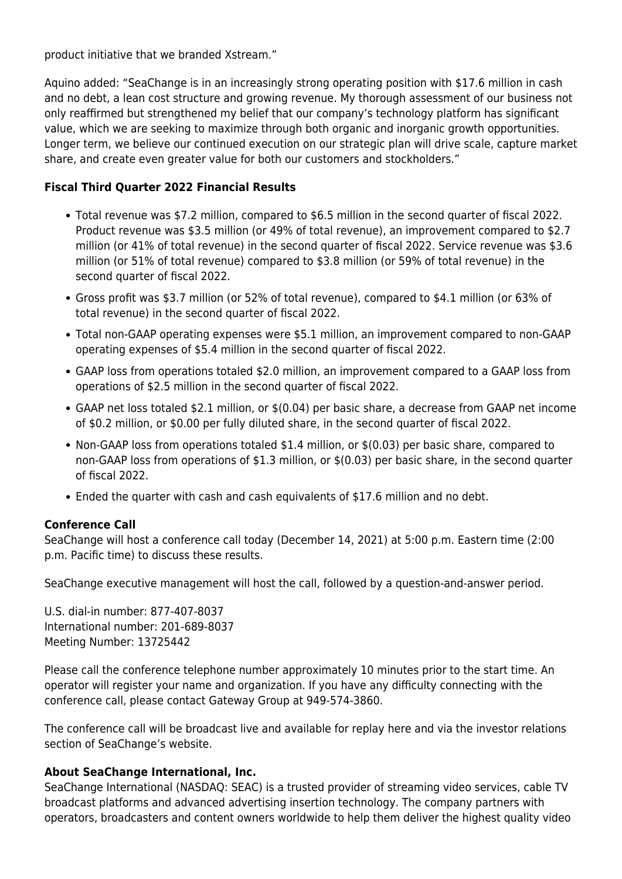product initiative that we branded Xstream."

Aquino added: "SeaChange is in an increasingly strong operating position with $17.6 million in cash and no debt, a lean cost structure and growing revenue. My thorough assessment of our business not only reaffirmed but strengthened my belief that our company's technology platform has significant value, which we are seeking to maximize through both organic and inorganic growth opportunities. Longer term, we believe our continued execution on our strategic plan will drive scale, capture market share, and create even greater value for both our customers and stockholders."

**Fiscal Third Quarter 2022 Financial Results**

- Total revenue was $7.2 million, compared to $6.5 million in the second quarter of fiscal 2022. Product revenue was $3.5 million (or 49% of total revenue), an improvement compared to $2.7 million (or 41% of total revenue) in the second quarter of fiscal 2022. Service revenue was $3.6 million (or 51% of total revenue) compared to $3.8 million (or 59% of total revenue) in the second quarter of fiscal 2022.
- Gross profit was $3.7 million (or 52% of total revenue), compared to $4.1 million (or 63% of total revenue) in the second quarter of fiscal 2022.
- Total non-GAAP operating expenses were $5.1 million, an improvement compared to non-GAAP operating expenses of $5.4 million in the second quarter of fiscal 2022.
- GAAP loss from operations totaled $2.0 million, an improvement compared to a GAAP loss from operations of $2.5 million in the second quarter of fiscal 2022.
- GAAP net loss totaled $2.1 million, or $(0.04) per basic share, a decrease from GAAP net income of $0.2 million, or $0.00 per fully diluted share, in the second quarter of fiscal 2022.
- Non-GAAP loss from operations totaled $1.4 million, or $(0.03) per basic share, compared to non-GAAP loss from operations of $1.3 million, or $(0.03) per basic share, in the second quarter of fiscal 2022.
- Ended the quarter with cash and cash equivalents of $17.6 million and no debt.

**Conference Call**

SeaChange will host a conference call today (December 14, 2021) at 5:00 p.m. Eastern time (2:00 p.m. Pacific time) to discuss these results.

SeaChange executive management will host the call, followed by a question-and-answer period.

U.S. dial-in number: 877-407-8037
International number: 201-689-8037
Meeting Number: 13725442

Please call the conference telephone number approximately 10 minutes prior to the start time. An operator will register your name and organization. If you have any difficulty connecting with the conference call, please contact Gateway Group at 949-574-3860.

The conference call will be broadcast live and available for replay here and via the investor relations section of SeaChange's website.

**About SeaChange International, Inc.**

SeaChange International (NASDAQ: SEAC) is a trusted provider of streaming video services, cable TV broadcast platforms and advanced advertising insertion technology. The company partners with operators, broadcasters and content owners worldwide to help them deliver the highest quality video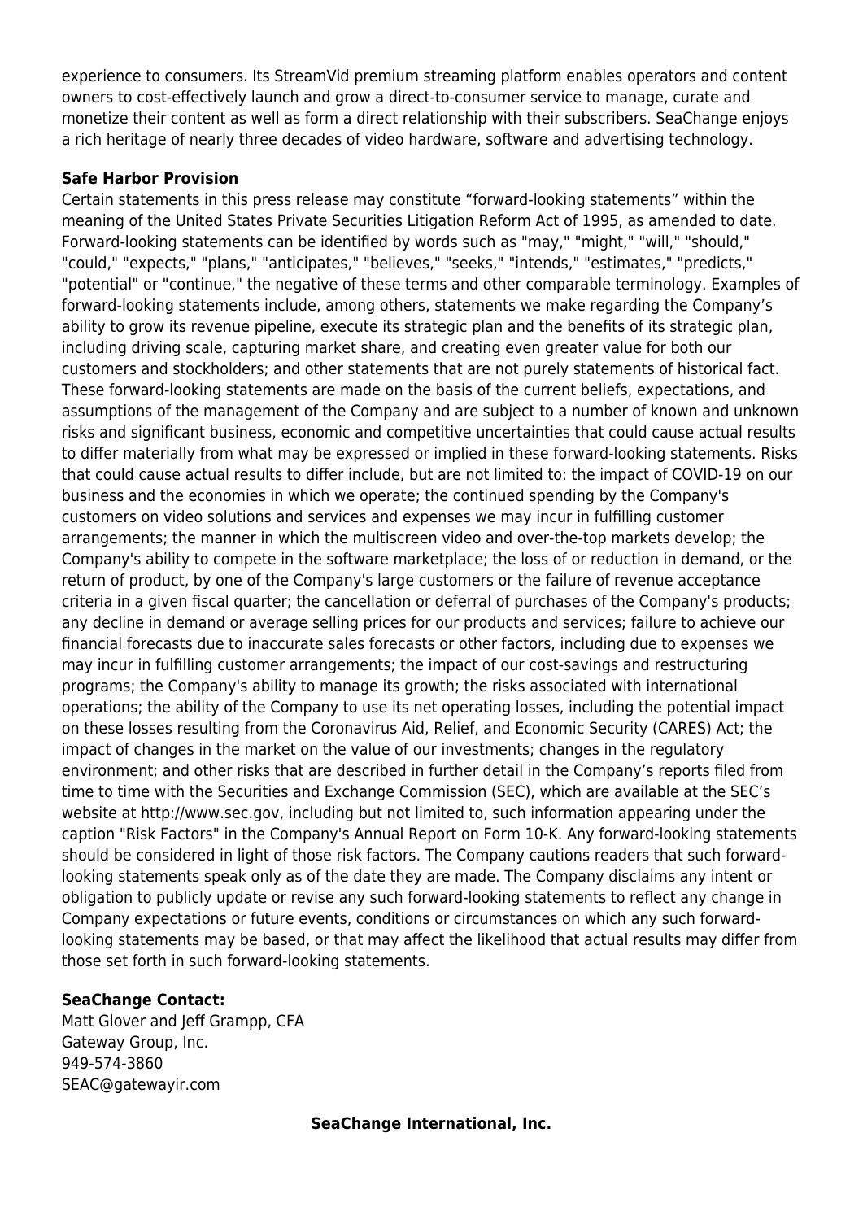experience to consumers. Its StreamVid premium streaming platform enables operators and content owners to cost-effectively launch and grow a direct-to-consumer service to manage, curate and monetize their content as well as form a direct relationship with their subscribers. SeaChange enjoys a rich heritage of nearly three decades of video hardware, software and advertising technology.

**Safe Harbor Provision**

Certain statements in this press release may constitute “forward-looking statements” within the meaning of the United States Private Securities Litigation Reform Act of 1995, as amended to date. Forward-looking statements can be identified by words such as "may," "might," "will," "should," "could," "expects," "plans," "anticipates," "believes," "seeks," "intends," "estimates," "predicts," "potential" or "continue," the negative of these terms and other comparable terminology. Examples of forward-looking statements include, among others, statements we make regarding the Company’s ability to grow its revenue pipeline, execute its strategic plan and the benefits of its strategic plan, including driving scale, capturing market share, and creating even greater value for both our customers and stockholders; and other statements that are not purely statements of historical fact. These forward-looking statements are made on the basis of the current beliefs, expectations, and assumptions of the management of the Company and are subject to a number of known and unknown risks and significant business, economic and competitive uncertainties that could cause actual results to differ materially from what may be expressed or implied in these forward-looking statements. Risks that could cause actual results to differ include, but are not limited to: the impact of COVID-19 on our business and the economies in which we operate; the continued spending by the Company's customers on video solutions and services and expenses we may incur in fulfilling customer arrangements; the manner in which the multiscreen video and over-the-top markets develop; the Company's ability to compete in the software marketplace; the loss of or reduction in demand, or the return of product, by one of the Company's large customers or the failure of revenue acceptance criteria in a given fiscal quarter; the cancellation or deferral of purchases of the Company's products; any decline in demand or average selling prices for our products and services; failure to achieve our financial forecasts due to inaccurate sales forecasts or other factors, including due to expenses we may incur in fulfilling customer arrangements; the impact of our cost-savings and restructuring programs; the Company's ability to manage its growth; the risks associated with international operations; the ability of the Company to use its net operating losses, including the potential impact on these losses resulting from the Coronavirus Aid, Relief, and Economic Security (CARES) Act; the impact of changes in the market on the value of our investments; changes in the regulatory environment; and other risks that are described in further detail in the Company’s reports filed from time to time with the Securities and Exchange Commission (SEC), which are available at the SEC’s website at http://www.sec.gov, including but not limited to, such information appearing under the caption "Risk Factors" in the Company's Annual Report on Form 10-K. Any forward-looking statements should be considered in light of those risk factors. The Company cautions readers that such forward-looking statements speak only as of the date they are made. The Company disclaims any intent or obligation to publicly update or revise any such forward-looking statements to reflect any change in Company expectations or future events, conditions or circumstances on which any such forward-looking statements may be based, or that may affect the likelihood that actual results may differ from those set forth in such forward-looking statements.

**SeaChange Contact:**

Matt Glover and Jeff Grampp, CFA
Gateway Group, Inc.
949-574-3860
SEAC@gatewayir.com

**SeaChange International, Inc.**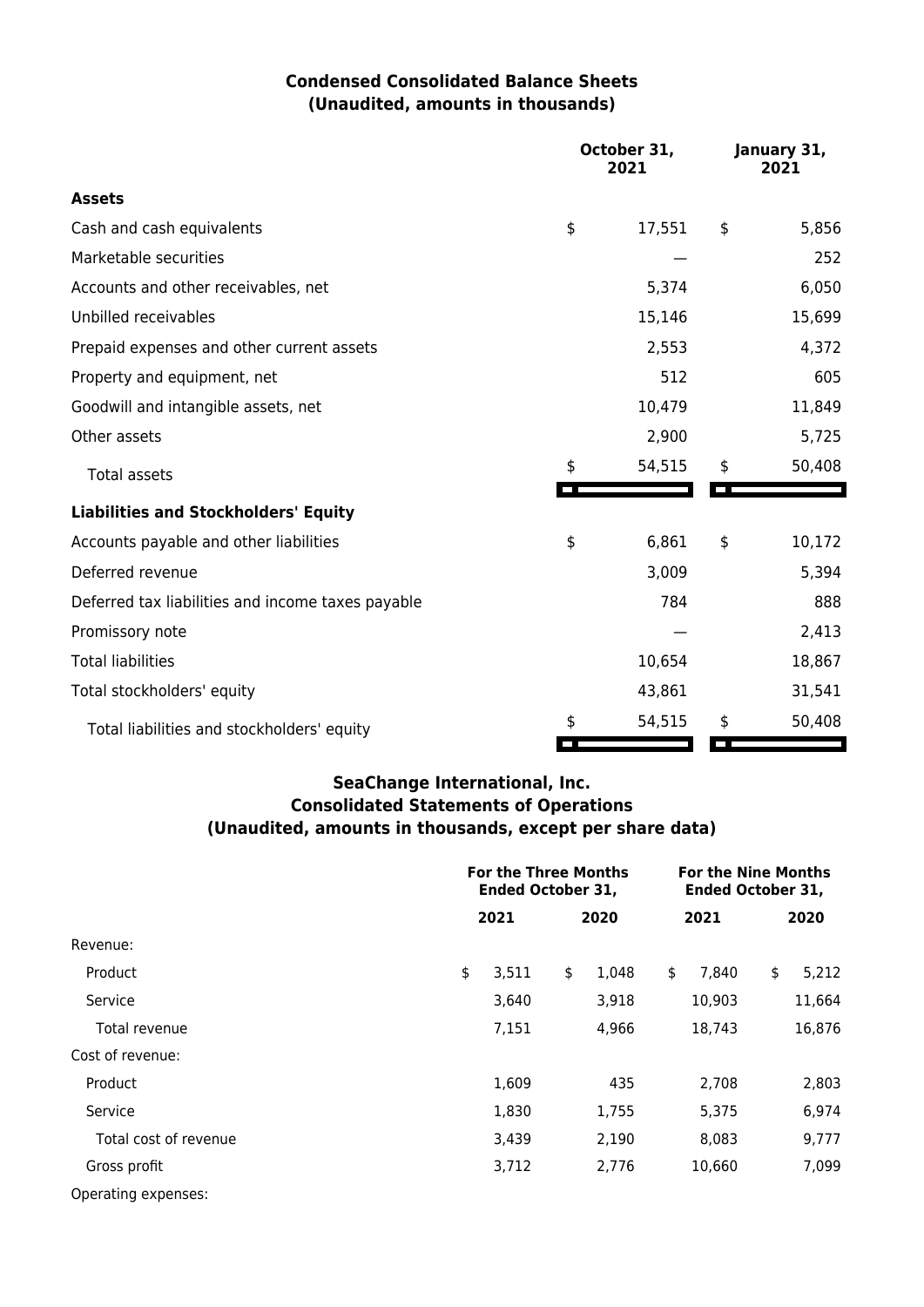## Condensed Consolidated Balance Sheets
### (Unaudited, amounts in thousands)

| | October 31, 2021 | January 31, 2021 |
|---|---|---|
| **Assets** | | |
| Cash and cash equivalents | $ 17,551 | $ 5,856 |
| Marketable securities | — | 252 |
| Accounts and other receivables, net | 5,374 | 6,050 |
| Unbilled receivables | 15,146 | 15,699 |
| Prepaid expenses and other current assets | 2,553 | 4,372 |
| Property and equipment, net | 512 | 605 |
| Goodwill and intangible assets, net | 10,479 | 11,849 |
| Other assets | 2,900 | 5,725 |
| Total assets | $ 54,515 | $ 50,408 |
| **Liabilities and Stockholders' Equity** | | |
| Accounts payable and other liabilities | $ 6,861 | $ 10,172 |
| Deferred revenue | 3,009 | 5,394 |
| Deferred tax liabilities and income taxes payable | 784 | 888 |
| Promissory note | — | 2,413 |
| Total liabilities | 10,654 | 18,867 |
| Total stockholders' equity | 43,861 | 31,541 |
| Total liabilities and stockholders' equity | $ 54,515 | $ 50,408 |

## SeaChange International, Inc.
### Consolidated Statements of Operations
### (Unaudited, amounts in thousands, except per share data)

| | For the Three Months Ended October 31, | | For the Nine Months Ended October 31, | |
|---|---|---|---|---|
| | 2021 | 2020 | 2021 | 2020 |
| Revenue: | | | | |
| Product | $ 3,511 | $ 1,048 | $ 7,840 | $ 5,212 |
| Service | 3,640 | 3,918 | 10,903 | 11,664 |
| Total revenue | 7,151 | 4,966 | 18,743 | 16,876 |
| Cost of revenue: | | | | |
| Product | 1,609 | 435 | 2,708 | 2,803 |
| Service | 1,830 | 1,755 | 5,375 | 6,974 |
| Total cost of revenue | 3,439 | 2,190 | 8,083 | 9,777 |
| Gross profit | 3,712 | 2,776 | 10,660 | 7,099 |
| Operating expenses: | | | | |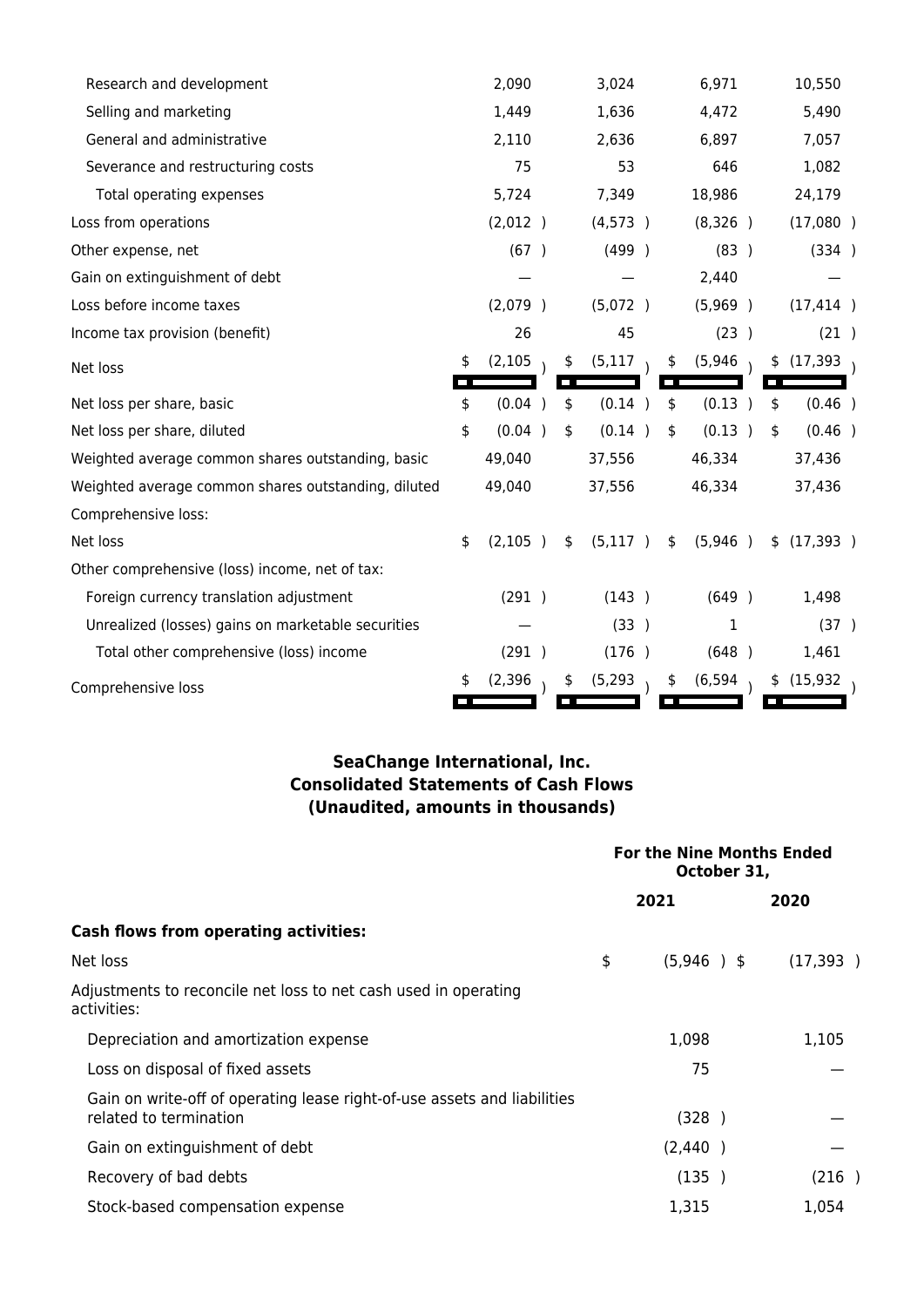| | | | | |
|---|---|---|---|---|
| Research and development | 2,090 | 3,024 | 6,971 | 10,550 |
| Selling and marketing | 1,449 | 1,636 | 4,472 | 5,490 |
| General and administrative | 2,110 | 2,636 | 6,897 | 7,057 |
| Severance and restructuring costs | 75 | 53 | 646 | 1,082 |
| Total operating expenses | 5,724 | 7,349 | 18,986 | 24,179 |
| Loss from operations | (2,012 ) | (4,573 ) | (8,326 ) | (17,080 ) |
| Other expense, net | (67 ) | (499 ) | (83 ) | (334 ) |
| Gain on extinguishment of debt | — | — | 2,440 | — |
| Loss before income taxes | (2,079 ) | (5,072 ) | (5,969 ) | (17,414 ) |
| Income tax provision (benefit) | 26 | 45 | (23 ) | (21 ) |
| Net loss | $ (2,105 ) | $ (5,117 ) | $ (5,946 ) | $ (17,393 ) |
| Net loss per share, basic | $ (0.04 ) | $ (0.14 ) | $ (0.13 ) | $ (0.46 ) |
| Net loss per share, diluted | $ (0.04 ) | $ (0.14 ) | $ (0.13 ) | $ (0.46 ) |
| Weighted average common shares outstanding, basic | 49,040 | 37,556 | 46,334 | 37,436 |
| Weighted average common shares outstanding, diluted | 49,040 | 37,556 | 46,334 | 37,436 |
| Comprehensive loss: | | | | |
| Net loss | $ (2,105 ) | $ (5,117 ) | $ (5,946 ) | $ (17,393 ) |
| Other comprehensive (loss) income, net of tax: | | | | |
| Foreign currency translation adjustment | (291 ) | (143 ) | (649 ) | 1,498 |
| Unrealized (losses) gains on marketable securities | — | (33 ) | 1 | (37 ) |
| Total other comprehensive (loss) income | (291 ) | (176 ) | (648 ) | 1,461 |
| Comprehensive loss | $ (2,396 ) | $ (5,293 ) | $ (6,594 ) | $ (15,932 ) |

**SeaChange International, Inc.**
**Consolidated Statements of Cash Flows**
**(Unaudited, amounts in thousands)**

| | For the Nine Months Ended October 31, | |
|---|---|---|
| | 2021 | 2020 |
| **Cash flows from operating activities:** | | |
| Net loss | $ (5,946 ) | $ (17,393 ) |
| Adjustments to reconcile net loss to net cash used in operating activities: | | |
| Depreciation and amortization expense | 1,098 | 1,105 |
| Loss on disposal of fixed assets | 75 | — |
| Gain on write-off of operating lease right-of-use assets and liabilities related to termination | (328 ) | — |
| Gain on extinguishment of debt | (2,440 ) | — |
| Recovery of bad debts | (135 ) | (216 ) |
| Stock-based compensation expense | 1,315 | 1,054 |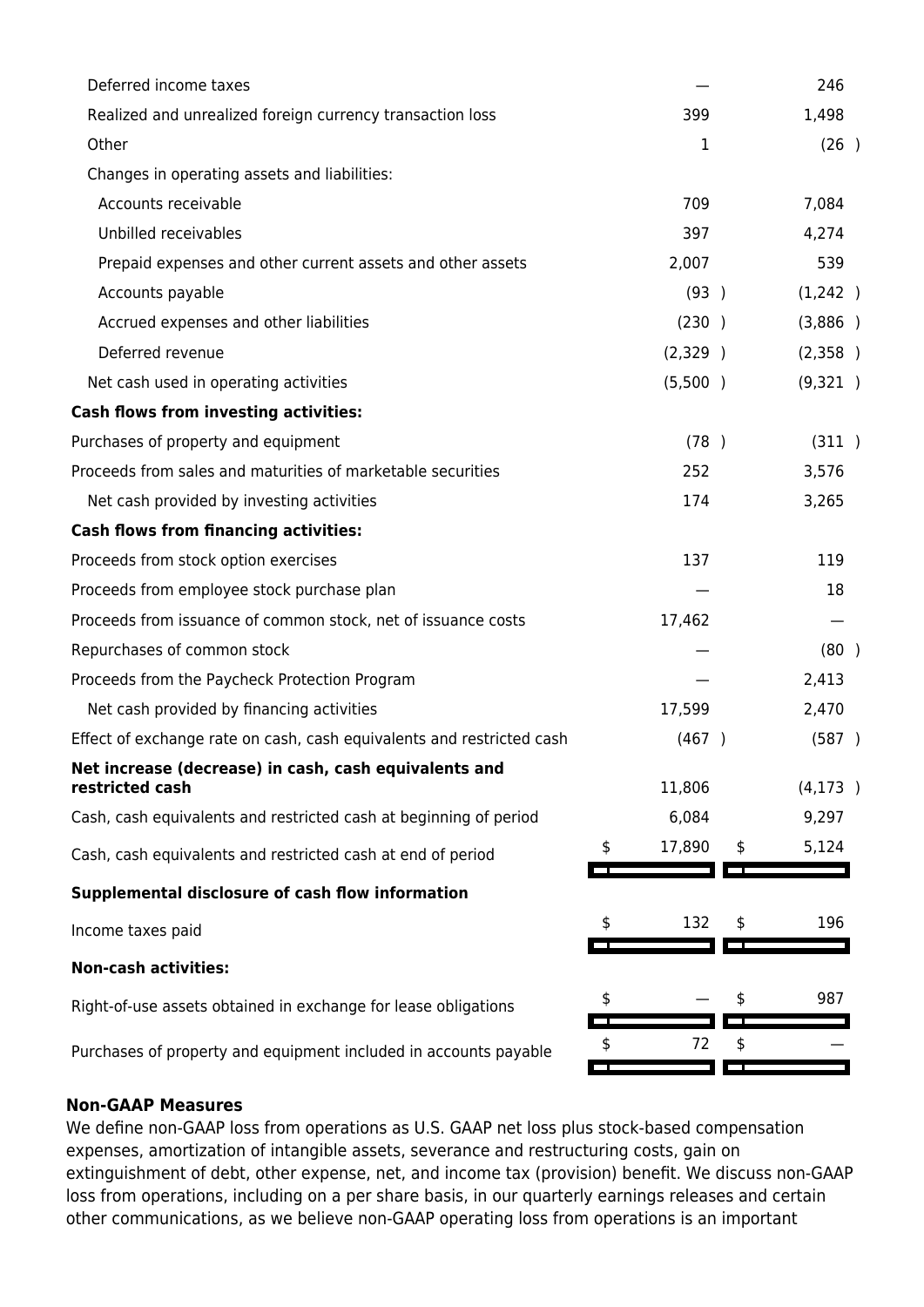| | | |
|---|---|---|
| Deferred income taxes | — | 246 |
| Realized and unrealized foreign currency transaction loss | 399 | 1,498 |
| Other | 1 | (26 ) |
| Changes in operating assets and liabilities: | | |
| Accounts receivable | 709 | 7,084 |
| Unbilled receivables | 397 | 4,274 |
| Prepaid expenses and other current assets and other assets | 2,007 | 539 |
| Accounts payable | (93 ) | (1,242 ) |
| Accrued expenses and other liabilities | (230 ) | (3,886 ) |
| Deferred revenue | (2,329 ) | (2,358 ) |
| Net cash used in operating activities | (5,500 ) | (9,321 ) |
| **Cash flows from investing activities:** | | |
| Purchases of property and equipment | (78 ) | (311 ) |
| Proceeds from sales and maturities of marketable securities | 252 | 3,576 |
| Net cash provided by investing activities | 174 | 3,265 |
| **Cash flows from financing activities:** | | |
| Proceeds from stock option exercises | 137 | 119 |
| Proceeds from employee stock purchase plan | — | 18 |
| Proceeds from issuance of common stock, net of issuance costs | 17,462 | — |
| Repurchases of common stock | — | (80 ) |
| Proceeds from the Paycheck Protection Program | — | 2,413 |
| Net cash provided by financing activities | 17,599 | 2,470 |
| Effect of exchange rate on cash, cash equivalents and restricted cash | (467 ) | (587 ) |
| **Net increase (decrease) in cash, cash equivalents and restricted cash** | 11,806 | (4,173 ) |
| Cash, cash equivalents and restricted cash at beginning of period | 6,084 | 9,297 |
| Cash, cash equivalents and restricted cash at end of period | $ 17,890 | $ 5,124 |
| **Supplemental disclosure of cash flow information** | | |
| Income taxes paid | $ 132 | $ 196 |
| **Non-cash activities:** | | |
| Right-of-use assets obtained in exchange for lease obligations | $ — | $ 987 |
| Purchases of property and equipment included in accounts payable | $ 72 | $ — |

## Non-GAAP Measures

We define non-GAAP loss from operations as U.S. GAAP net loss plus stock-based compensation expenses, amortization of intangible assets, severance and restructuring costs, gain on extinguishment of debt, other expense, net, and income tax (provision) benefit. We discuss non-GAAP loss from operations, including on a per share basis, in our quarterly earnings releases and certain other communications, as we believe non-GAAP operating loss from operations is an important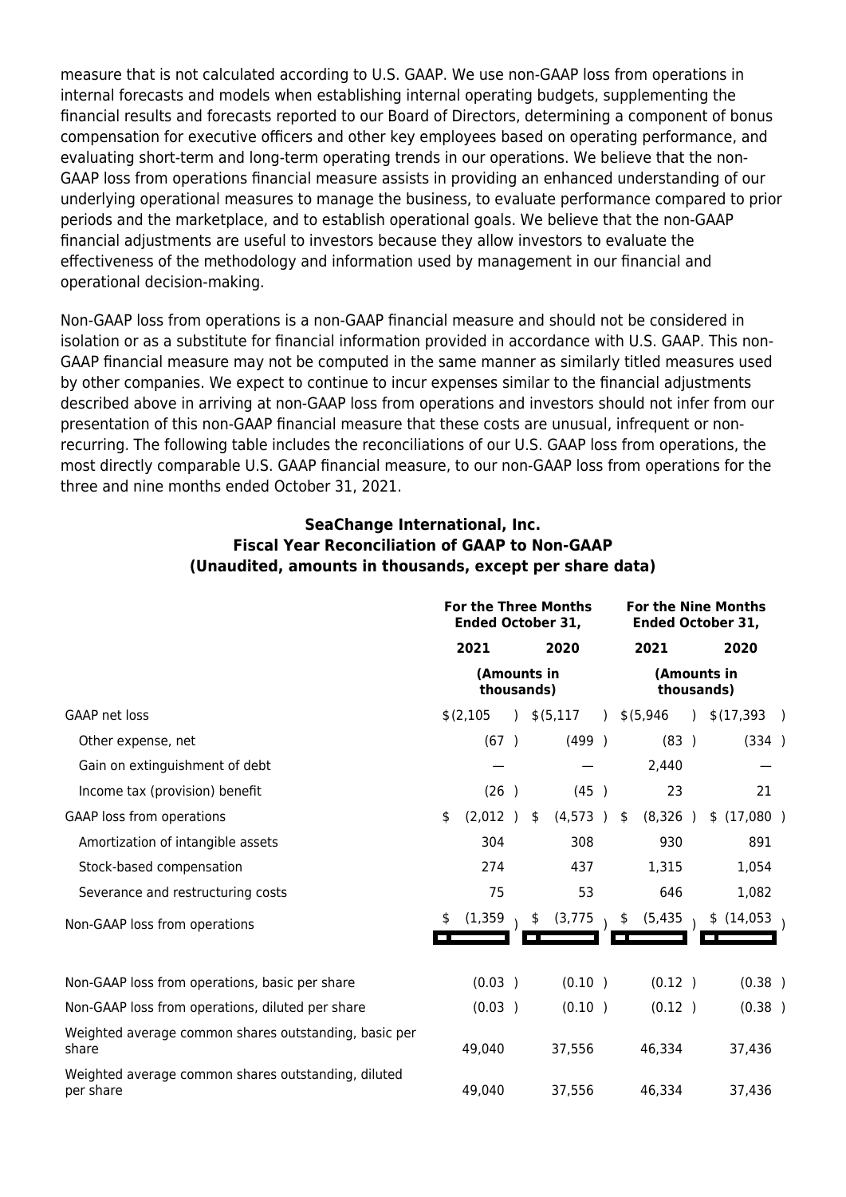measure that is not calculated according to U.S. GAAP. We use non-GAAP loss from operations in internal forecasts and models when establishing internal operating budgets, supplementing the financial results and forecasts reported to our Board of Directors, determining a component of bonus compensation for executive officers and other key employees based on operating performance, and evaluating short-term and long-term operating trends in our operations. We believe that the non-GAAP loss from operations financial measure assists in providing an enhanced understanding of our underlying operational measures to manage the business, to evaluate performance compared to prior periods and the marketplace, and to establish operational goals. We believe that the non-GAAP financial adjustments are useful to investors because they allow investors to evaluate the effectiveness of the methodology and information used by management in our financial and operational decision-making.

Non-GAAP loss from operations is a non-GAAP financial measure and should not be considered in isolation or as a substitute for financial information provided in accordance with U.S. GAAP. This non-GAAP financial measure may not be computed in the same manner as similarly titled measures used by other companies. We expect to continue to incur expenses similar to the financial adjustments described above in arriving at non-GAAP loss from operations and investors should not infer from our presentation of this non-GAAP financial measure that these costs are unusual, infrequent or non-recurring. The following table includes the reconciliations of our U.S. GAAP loss from operations, the most directly comparable U.S. GAAP financial measure, to our non-GAAP loss from operations for the three and nine months ended October 31, 2021.

**SeaChange International, Inc.**
**Fiscal Year Reconciliation of GAAP to Non-GAAP**
**(Unaudited, amounts in thousands, except per share data)**

| | For the Three Months Ended October 31, | | For the Nine Months Ended October 31, | |
|---|---|---|---|---|
| | 2021 | 2020 | 2021 | 2020 |
| | (Amounts in thousands) | | (Amounts in thousands) | |
| GAAP net loss | $(2,105) | $(5,117) | $(5,946) | $(17,393) |
| Other expense, net | (67) | (499) | (83) | (334) |
| Gain on extinguishment of debt | — | — | 2,440 | — |
| Income tax (provision) benefit | (26) | (45) | 23 | 21 |
| GAAP loss from operations | $ (2,012) | $ (4,573) | $ (8,326) | $ (17,080) |
| Amortization of intangible assets | 304 | 308 | 930 | 891 |
| Stock-based compensation | 274 | 437 | 1,315 | 1,054 |
| Severance and restructuring costs | 75 | 53 | 646 | 1,082 |
| Non-GAAP loss from operations | $ (1,359) | $ (3,775) | $ (5,435) | $ (14,053) |
| Non-GAAP loss from operations, basic per share | (0.03) | (0.10) | (0.12) | (0.38) |
| Non-GAAP loss from operations, diluted per share | (0.03) | (0.10) | (0.12) | (0.38) |
| Weighted average common shares outstanding, basic per share | 49,040 | 37,556 | 46,334 | 37,436 |
| Weighted average common shares outstanding, diluted per share | 49,040 | 37,556 | 46,334 | 37,436 |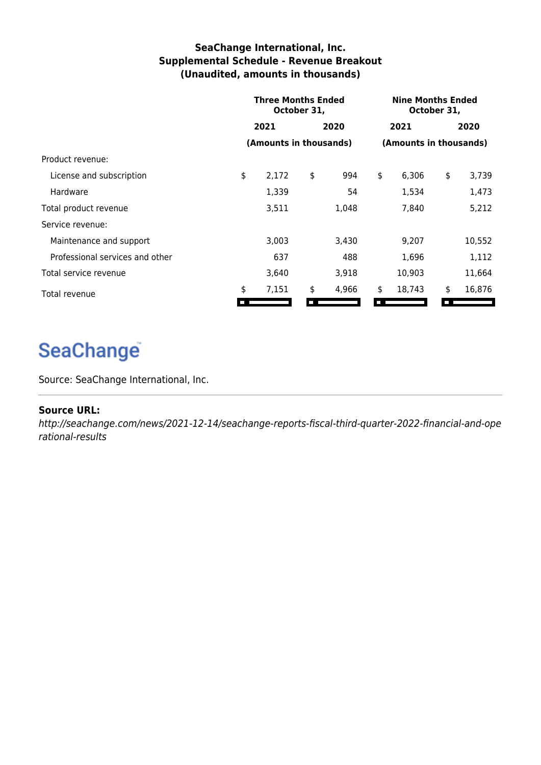**SeaChange International, Inc.**
**Supplemental Schedule - Revenue Breakout**
**(Unaudited, amounts in thousands)**

| | Three Months Ended October 31, | | Nine Months Ended October 31, | |
|---|---|---|---|---|
| | 2021 | 2020 | 2021 | 2020 |
| | (Amounts in thousands) | | (Amounts in thousands) | |
| Product revenue: | | | | |
| License and subscription | $ 2,172 | $ 994 | $ 6,306 | $ 3,739 |
| Hardware | 1,339 | 54 | 1,534 | 1,473 |
| Total product revenue | 3,511 | 1,048 | 7,840 | 5,212 |
| Service revenue: | | | | |
| Maintenance and support | 3,003 | 3,430 | 9,207 | 10,552 |
| Professional services and other | 637 | 488 | 1,696 | 1,112 |
| Total service revenue | 3,640 | 3,918 | 10,903 | 11,664 |
| Total revenue | $ 7,151 | $ 4,966 | $ 18,743 | $ 16,876 |

SeaChange™

Source: SeaChange International, Inc.

**Source URL:**
*http://seachange.com/news/2021-12-14/seachange-reports-fiscal-third-quarter-2022-financial-and-operational-results*